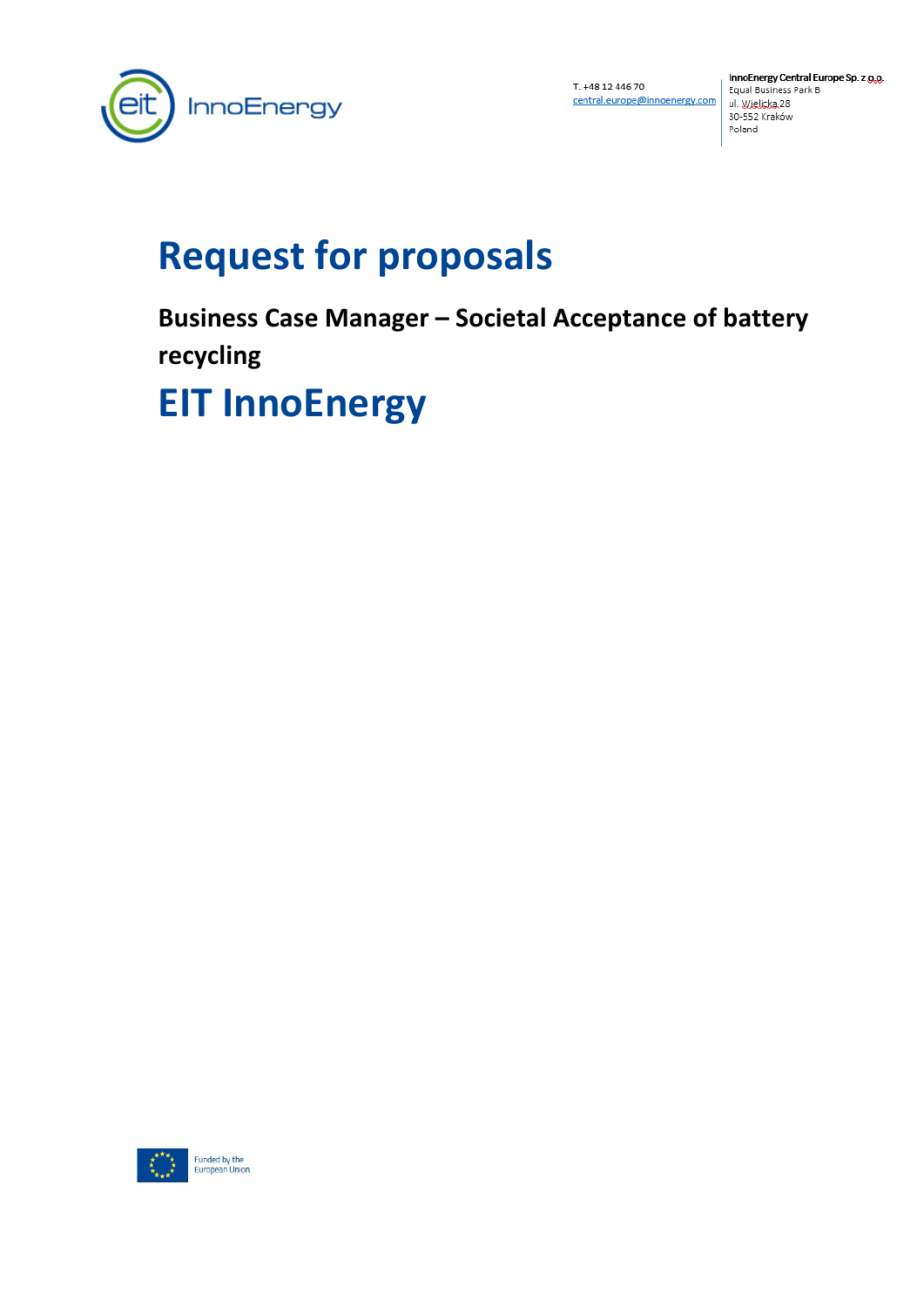T. +48 12 446 70
central.europe@innoenergy.com

**InnoEnergy Central Europe Sp. z o.o.**
Equal Business Park B
ul. Wielicka 28
30-552 Kraków
Poland

# Request for proposals

## Business Case Manager – Societal Acceptance of battery recycling

# EIT InnoEnergy

Funded by the European Union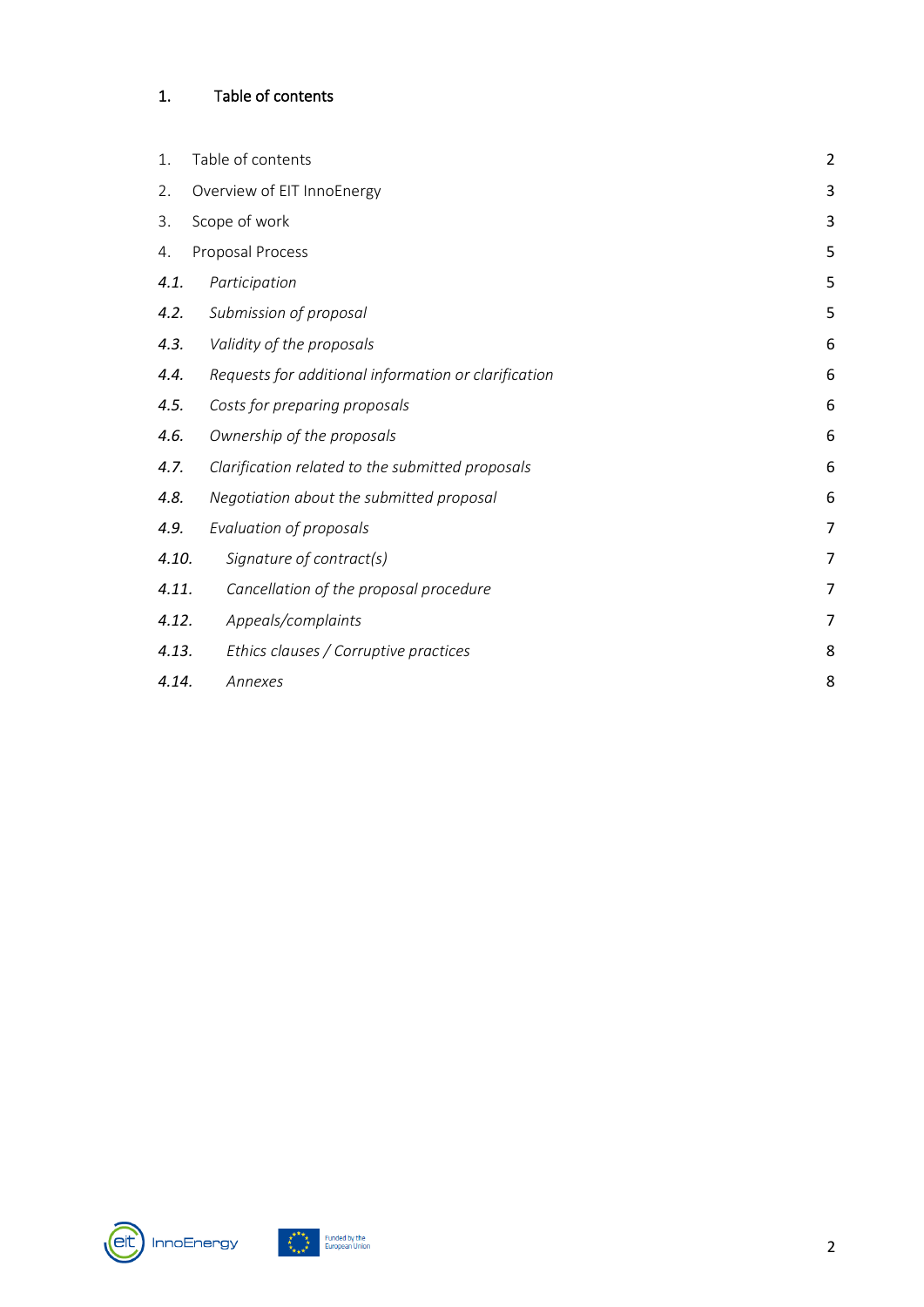# 1. Table of contents

| | | |
|---|---|---|
| 1. | Table of contents | 2 |
| 2. | Overview of EIT InnoEnergy | 3 |
| 3. | Scope of work | 3 |
| 4. | Proposal Process | 5 |
| *4.1.* | *Participation* | 5 |
| *4.2.* | *Submission of proposal* | 5 |
| *4.3.* | *Validity of the proposals* | 6 |
| *4.4.* | *Requests for additional information or clarification* | 6 |
| *4.5.* | *Costs for preparing proposals* | 6 |
| *4.6.* | *Ownership of the proposals* | 6 |
| *4.7.* | *Clarification related to the submitted proposals* | 6 |
| *4.8.* | *Negotiation about the submitted proposal* | 6 |
| *4.9.* | *Evaluation of proposals* | 7 |
| *4.10.* | *Signature of contract(s)* | 7 |
| *4.11.* | *Cancellation of the proposal procedure* | 7 |
| *4.12.* | *Appeals/complaints* | 7 |
| *4.13.* | *Ethics clauses / Corruptive practices* | 8 |
| *4.14.* | *Annexes* | 8 |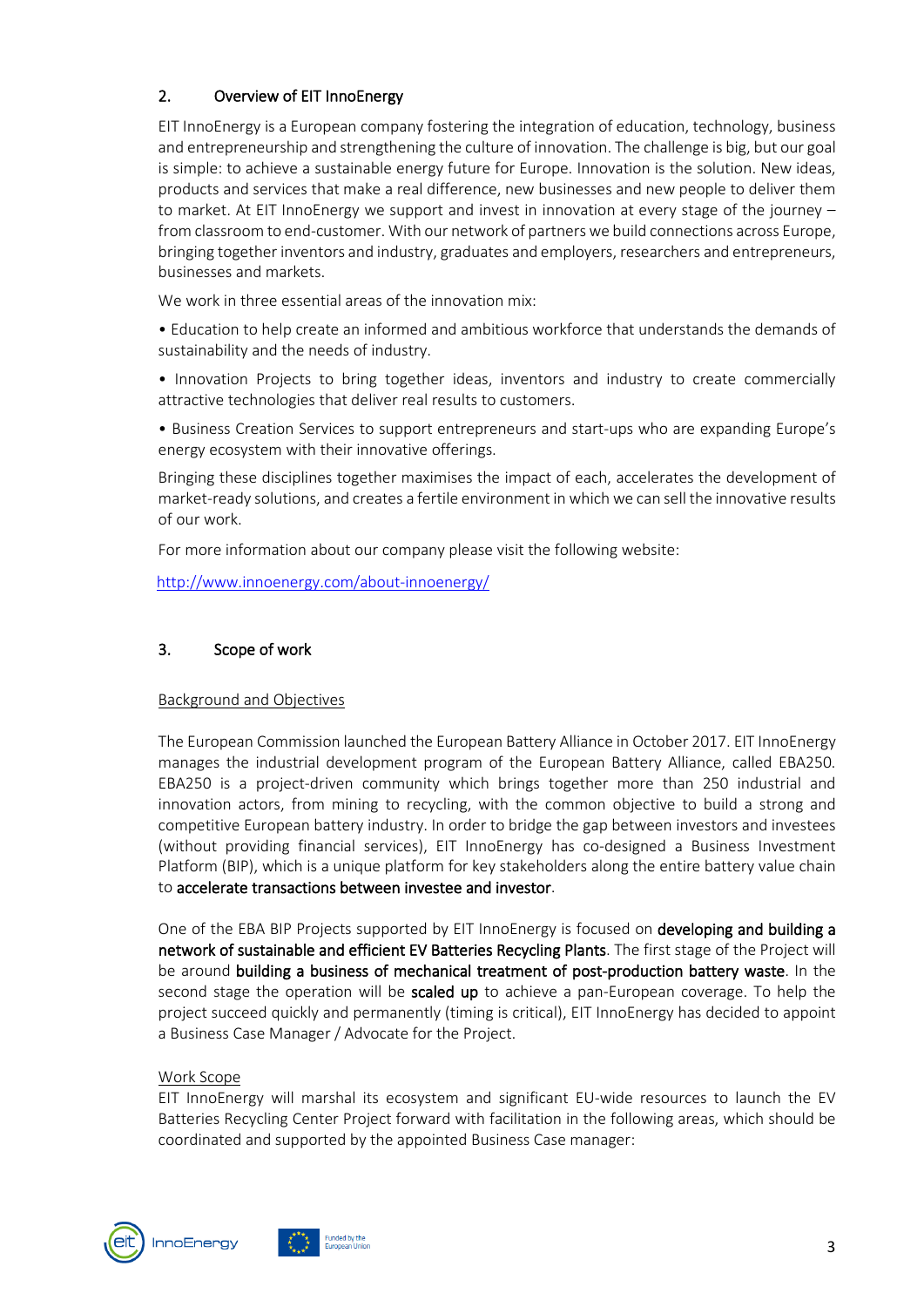## 2. Overview of EIT InnoEnergy

EIT InnoEnergy is a European company fostering the integration of education, technology, business and entrepreneurship and strengthening the culture of innovation. The challenge is big, but our goal is simple: to achieve a sustainable energy future for Europe. Innovation is the solution. New ideas, products and services that make a real difference, new businesses and new people to deliver them to market. At EIT InnoEnergy we support and invest in innovation at every stage of the journey – from classroom to end-customer. With our network of partners we build connections across Europe, bringing together inventors and industry, graduates and employers, researchers and entrepreneurs, businesses and markets.

We work in three essential areas of the innovation mix:

• Education to help create an informed and ambitious workforce that understands the demands of sustainability and the needs of industry.

• Innovation Projects to bring together ideas, inventors and industry to create commercially attractive technologies that deliver real results to customers.

• Business Creation Services to support entrepreneurs and start-ups who are expanding Europe's energy ecosystem with their innovative offerings.

Bringing these disciplines together maximises the impact of each, accelerates the development of market-ready solutions, and creates a fertile environment in which we can sell the innovative results of our work.

For more information about our company please visit the following website:

http://www.innoenergy.com/about-innoenergy/

## 3. Scope of work

Background and Objectives

The European Commission launched the European Battery Alliance in October 2017. EIT InnoEnergy manages the industrial development program of the European Battery Alliance, called EBA250. EBA250 is a project-driven community which brings together more than 250 industrial and innovation actors, from mining to recycling, with the common objective to build a strong and competitive European battery industry. In order to bridge the gap between investors and investees (without providing financial services), EIT InnoEnergy has co-designed a Business Investment Platform (BIP), which is a unique platform for key stakeholders along the entire battery value chain to **accelerate transactions between investee and investor**.

One of the EBA BIP Projects supported by EIT InnoEnergy is focused on **developing and building a network of sustainable and efficient EV Batteries Recycling Plants**. The first stage of the Project will be around **building a business of mechanical treatment of post-production battery waste**. In the second stage the operation will be **scaled up** to achieve a pan-European coverage. To help the project succeed quickly and permanently (timing is critical), EIT InnoEnergy has decided to appoint a Business Case Manager / Advocate for the Project.

Work Scope

EIT InnoEnergy will marshal its ecosystem and significant EU-wide resources to launch the EV Batteries Recycling Center Project forward with facilitation in the following areas, which should be coordinated and supported by the appointed Business Case manager: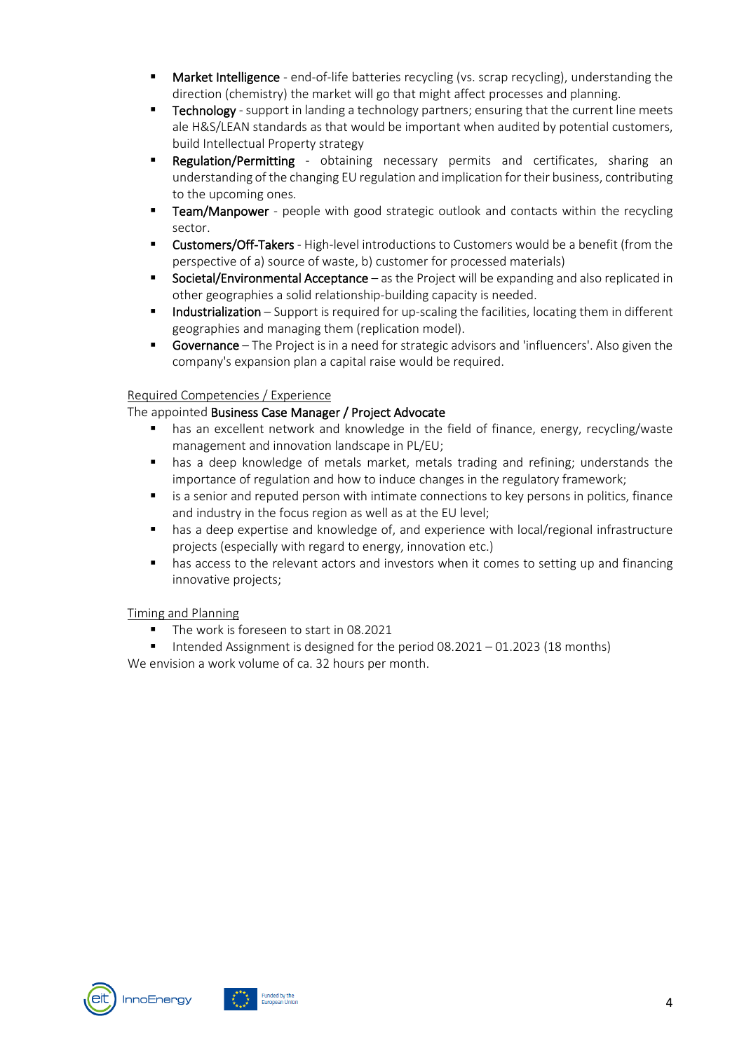- **Market Intelligence** - end-of-life batteries recycling (vs. scrap recycling), understanding the direction (chemistry) the market will go that might affect processes and planning.
- **Technology** - support in landing a technology partners; ensuring that the current line meets ale H&S/LEAN standards as that would be important when audited by potential customers, build Intellectual Property strategy
- **Regulation/Permitting** - obtaining necessary permits and certificates, sharing an understanding of the changing EU regulation and implication for their business, contributing to the upcoming ones.
- **Team/Manpower** - people with good strategic outlook and contacts within the recycling sector.
- **Customers/Off-Takers** - High-level introductions to Customers would be a benefit (from the perspective of a) source of waste, b) customer for processed materials)
- **Societal/Environmental Acceptance** – as the Project will be expanding and also replicated in other geographies a solid relationship-building capacity is needed.
- **Industrialization** – Support is required for up-scaling the facilities, locating them in different geographies and managing them (replication model).
- **Governance** – The Project is in a need for strategic advisors and 'influencers'. Also given the company's expansion plan a capital raise would be required.

<u>Required Competencies / Experience</u>

The appointed **Business Case Manager / Project Advocate**

- has an excellent network and knowledge in the field of finance, energy, recycling/waste management and innovation landscape in PL/EU;
- has a deep knowledge of metals market, metals trading and refining; understands the importance of regulation and how to induce changes in the regulatory framework;
- is a senior and reputed person with intimate connections to key persons in politics, finance and industry in the focus region as well as at the EU level;
- has a deep expertise and knowledge of, and experience with local/regional infrastructure projects (especially with regard to energy, innovation etc.)
- has access to the relevant actors and investors when it comes to setting up and financing innovative projects;

<u>Timing and Planning</u>

- The work is foreseen to start in 08.2021
- Intended Assignment is designed for the period 08.2021 – 01.2023 (18 months)

We envision a work volume of ca. 32 hours per month.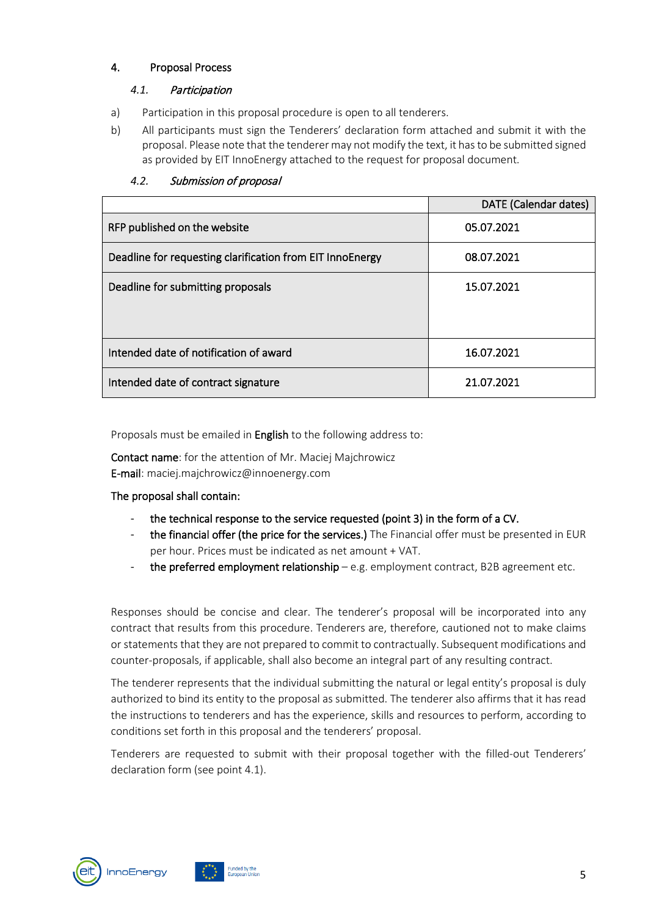## 4. Proposal Process

### *4.1. Participation*

a) Participation in this proposal procedure is open to all tenderers.

b) All participants must sign the Tenderers' declaration form attached and submit it with the proposal. Please note that the tenderer may not modify the text, it has to be submitted signed as provided by EIT InnoEnergy attached to the request for proposal document.

### *4.2. Submission of proposal*

| | DATE (Calendar dates) |
|---|---|
| RFP published on the website | 05.07.2021 |
| Deadline for requesting clarification from EIT InnoEnergy | 08.07.2021 |
| Deadline for submitting proposals | 15.07.2021 |
| Intended date of notification of award | 16.07.2021 |
| Intended date of contract signature | 21.07.2021 |

Proposals must be emailed in **English** to the following address to:

**Contact name**: for the attention of Mr. Maciej Majchrowicz
**E-mail**: maciej.majchrowicz@innoenergy.com

**The proposal shall contain:**

- **the technical response to the service requested (point 3) in the form of a CV.**
- **the financial offer (the price for the services.)** The Financial offer must be presented in EUR per hour. Prices must be indicated as net amount + VAT.
- **the preferred employment relationship** – e.g. employment contract, B2B agreement etc.

Responses should be concise and clear. The tenderer's proposal will be incorporated into any contract that results from this procedure. Tenderers are, therefore, cautioned not to make claims or statements that they are not prepared to commit to contractually. Subsequent modifications and counter-proposals, if applicable, shall also become an integral part of any resulting contract.

The tenderer represents that the individual submitting the natural or legal entity's proposal is duly authorized to bind its entity to the proposal as submitted. The tenderer also affirms that it has read the instructions to tenderers and has the experience, skills and resources to perform, according to conditions set forth in this proposal and the tenderers' proposal.

Tenderers are requested to submit with their proposal together with the filled-out Tenderers' declaration form (see point 4.1).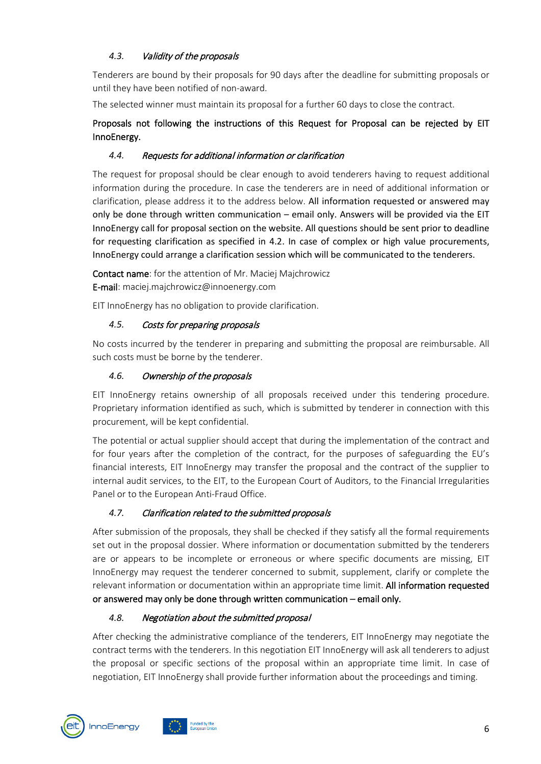### 4.3. *Validity of the proposals*

Tenderers are bound by their proposals for 90 days after the deadline for submitting proposals or until they have been notified of non-award.

The selected winner must maintain its proposal for a further 60 days to close the contract.

**Proposals not following the instructions of this Request for Proposal can be rejected by EIT InnoEnergy.**

### 4.4. *Requests for additional information or clarification*

The request for proposal should be clear enough to avoid tenderers having to request additional information during the procedure. In case the tenderers are in need of additional information or clarification, please address it to the address below. **All information requested or answered may only be done through written communication – email only. Answers will be provided via the EIT InnoEnergy call for proposal section on the website. All questions should be sent prior to deadline for requesting clarification as specified in 4.2. In case of complex or high value procurements, InnoEnergy could arrange a clarification session which will be communicated to the tenderers.**

**Contact name**: for the attention of Mr. Maciej Majchrowicz
**E-mail**: maciej.majchrowicz@innoenergy.com

EIT InnoEnergy has no obligation to provide clarification.

### 4.5. *Costs for preparing proposals*

No costs incurred by the tenderer in preparing and submitting the proposal are reimbursable. All such costs must be borne by the tenderer.

### 4.6. *Ownership of the proposals*

EIT InnoEnergy retains ownership of all proposals received under this tendering procedure. Proprietary information identified as such, which is submitted by tenderer in connection with this procurement, will be kept confidential.

The potential or actual supplier should accept that during the implementation of the contract and for four years after the completion of the contract, for the purposes of safeguarding the EU's financial interests, EIT InnoEnergy may transfer the proposal and the contract of the supplier to internal audit services, to the EIT, to the European Court of Auditors, to the Financial Irregularities Panel or to the European Anti-Fraud Office.

### 4.7. *Clarification related to the submitted proposals*

After submission of the proposals, they shall be checked if they satisfy all the formal requirements set out in the proposal dossier. Where information or documentation submitted by the tenderers are or appears to be incomplete or erroneous or where specific documents are missing, EIT InnoEnergy may request the tenderer concerned to submit, supplement, clarify or complete the relevant information or documentation within an appropriate time limit. **All information requested or answered may only be done through written communication – email only.**

### 4.8. *Negotiation about the submitted proposal*

After checking the administrative compliance of the tenderers, EIT InnoEnergy may negotiate the contract terms with the tenderers. In this negotiation EIT InnoEnergy will ask all tenderers to adjust the proposal or specific sections of the proposal within an appropriate time limit. In case of negotiation, EIT InnoEnergy shall provide further information about the proceedings and timing.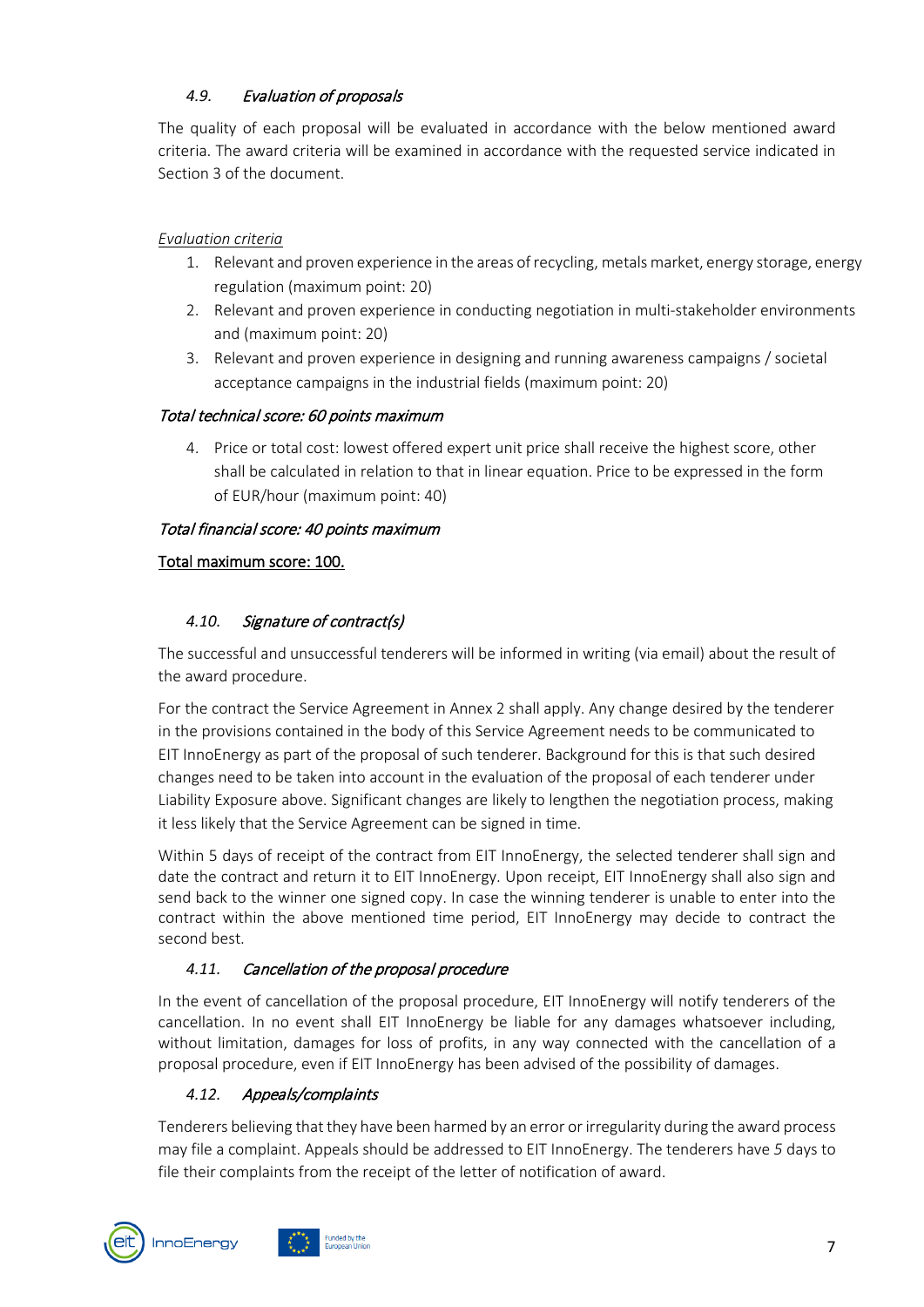### *4.9. Evaluation of proposals*

The quality of each proposal will be evaluated in accordance with the below mentioned award criteria. The award criteria will be examined in accordance with the requested service indicated in Section 3 of the document.

*Evaluation criteria*

1. Relevant and proven experience in the areas of recycling, metals market, energy storage, energy regulation (maximum point: 20)
2. Relevant and proven experience in conducting negotiation in multi-stakeholder environments and (maximum point: 20)
3. Relevant and proven experience in designing and running awareness campaigns / societal acceptance campaigns in the industrial fields (maximum point: 20)

*Total technical score: 60 points maximum*

4. Price or total cost: lowest offered expert unit price shall receive the highest score, other shall be calculated in relation to that in linear equation. Price to be expressed in the form of EUR/hour (maximum point: 40)

*Total financial score: 40 points maximum*

Total maximum score: 100.

### *4.10. Signature of contract(s)*

The successful and unsuccessful tenderers will be informed in writing (via email) about the result of the award procedure.

For the contract the Service Agreement in Annex 2 shall apply. Any change desired by the tenderer in the provisions contained in the body of this Service Agreement needs to be communicated to EIT InnoEnergy as part of the proposal of such tenderer. Background for this is that such desired changes need to be taken into account in the evaluation of the proposal of each tenderer under Liability Exposure above. Significant changes are likely to lengthen the negotiation process, making it less likely that the Service Agreement can be signed in time.

Within 5 days of receipt of the contract from EIT InnoEnergy, the selected tenderer shall sign and date the contract and return it to EIT InnoEnergy. Upon receipt, EIT InnoEnergy shall also sign and send back to the winner one signed copy. In case the winning tenderer is unable to enter into the contract within the above mentioned time period, EIT InnoEnergy may decide to contract the second best.

### *4.11. Cancellation of the proposal procedure*

In the event of cancellation of the proposal procedure, EIT InnoEnergy will notify tenderers of the cancellation. In no event shall EIT InnoEnergy be liable for any damages whatsoever including, without limitation, damages for loss of profits, in any way connected with the cancellation of a proposal procedure, even if EIT InnoEnergy has been advised of the possibility of damages.

### *4.12. Appeals/complaints*

Tenderers believing that they have been harmed by an error or irregularity during the award process may file a complaint. Appeals should be addressed to EIT InnoEnergy. The tenderers have *5* days to file their complaints from the receipt of the letter of notification of award.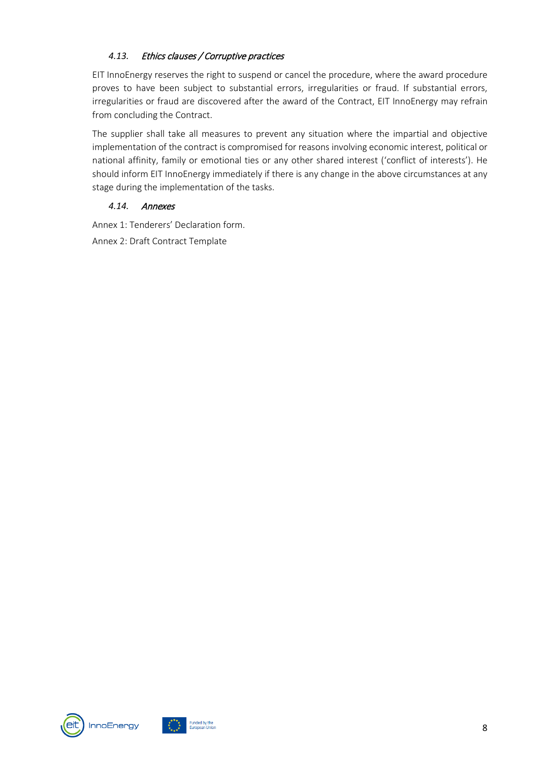### 4.13. *Ethics clauses / Corruptive practices*

EIT InnoEnergy reserves the right to suspend or cancel the procedure, where the award procedure proves to have been subject to substantial errors, irregularities or fraud. If substantial errors, irregularities or fraud are discovered after the award of the Contract, EIT InnoEnergy may refrain from concluding the Contract.

The supplier shall take all measures to prevent any situation where the impartial and objective implementation of the contract is compromised for reasons involving economic interest, political or national affinity, family or emotional ties or any other shared interest ('conflict of interests'). He should inform EIT InnoEnergy immediately if there is any change in the above circumstances at any stage during the implementation of the tasks.

### 4.14. *Annexes*

Annex 1: Tenderers' Declaration form.

Annex 2: Draft Contract Template